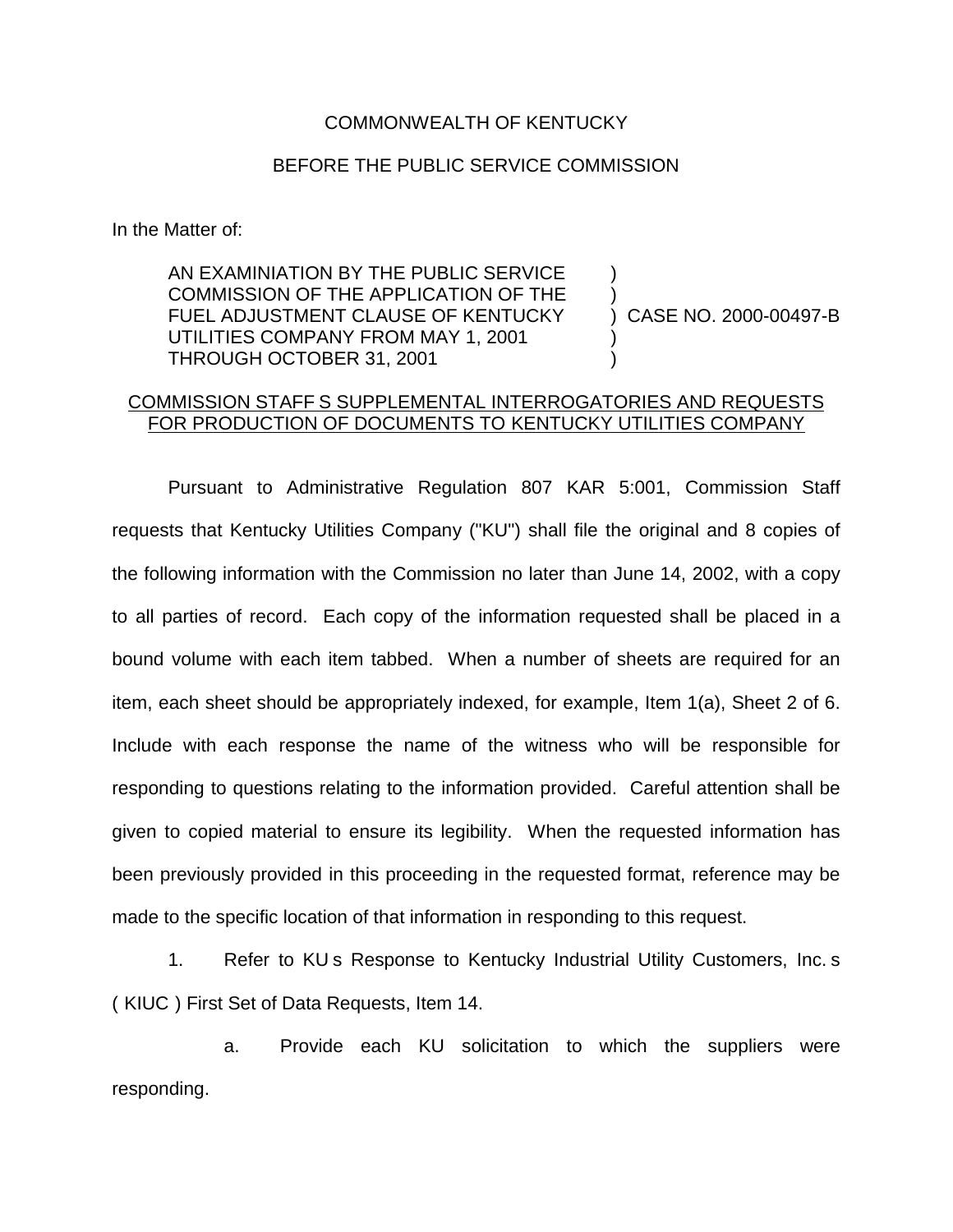COMMONWEALTH OF KENTUCKY

BEFORE THE PUBLIC SERVICE COMMISSION

In the Matter of:

AN EXAMINIATION BY THE PUBLIC SERVICE COMMISSION OF THE APPLICATION OF THE FUEL ADJUSTMENT CLAUSE OF KENTUCKY UTILITIES COMPANY FROM MAY 1, 2001 THROUGH OCTOBER 31, 2001 ) CASE NO. 2000-00497-B

COMMISSION STAFF S SUPPLEMENTAL INTERROGATORIES AND REQUESTS FOR PRODUCTION OF DOCUMENTS TO KENTUCKY UTILITIES COMPANY

Pursuant to Administrative Regulation 807 KAR 5:001, Commission Staff requests that Kentucky Utilities Company ("KU") shall file the original and 8 copies of the following information with the Commission no later than June 14, 2002, with a copy to all parties of record. Each copy of the information requested shall be placed in a bound volume with each item tabbed. When a number of sheets are required for an item, each sheet should be appropriately indexed, for example, Item 1(a), Sheet 2 of 6. Include with each response the name of the witness who will be responsible for responding to questions relating to the information provided. Careful attention shall be given to copied material to ensure its legibility. When the requested information has been previously provided in this proceeding in the requested format, reference may be made to the specific location of that information in responding to this request.

1. Refer to KU s Response to Kentucky Industrial Utility Customers, Inc. s ( KIUC ) First Set of Data Requests, Item 14.

a. Provide each KU solicitation to which the suppliers were responding.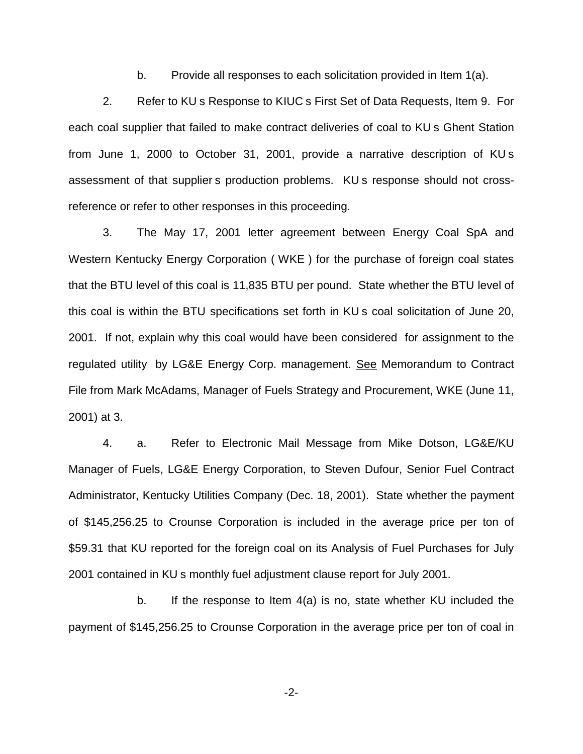b. Provide all responses to each solicitation provided in Item 1(a).

2. Refer to KU s Response to KIUC s First Set of Data Requests, Item 9. For each coal supplier that failed to make contract deliveries of coal to KU s Ghent Station from June 1, 2000 to October 31, 2001, provide a narrative description of KU s assessment of that supplier s production problems. KU s response should not cross-reference or refer to other responses in this proceeding.

3. The May 17, 2001 letter agreement between Energy Coal SpA and Western Kentucky Energy Corporation ( WKE ) for the purchase of foreign coal states that the BTU level of this coal is 11,835 BTU per pound. State whether the BTU level of this coal is within the BTU specifications set forth in KU s coal solicitation of June 20, 2001. If not, explain why this coal would have been considered for assignment to the regulated utility by LG&E Energy Corp. management. See Memorandum to Contract File from Mark McAdams, Manager of Fuels Strategy and Procurement, WKE (June 11, 2001) at 3.

4. a. Refer to Electronic Mail Message from Mike Dotson, LG&E/KU Manager of Fuels, LG&E Energy Corporation, to Steven Dufour, Senior Fuel Contract Administrator, Kentucky Utilities Company (Dec. 18, 2001). State whether the payment of $145,256.25 to Crounse Corporation is included in the average price per ton of $59.31 that KU reported for the foreign coal on its Analysis of Fuel Purchases for July 2001 contained in KU s monthly fuel adjustment clause report for July 2001.

b. If the response to Item 4(a) is no, state whether KU included the payment of $145,256.25 to Crounse Corporation in the average price per ton of coal in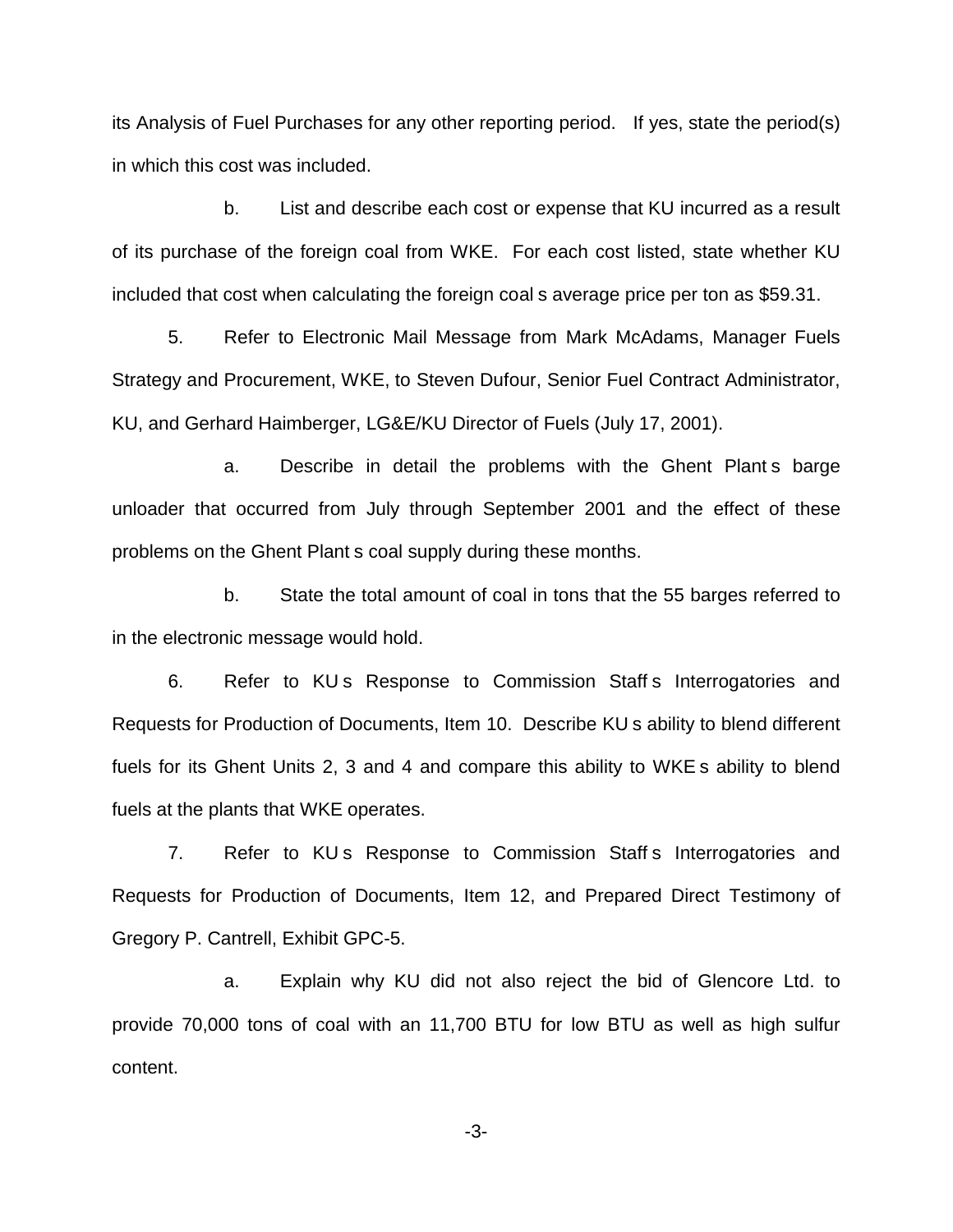its Analysis of Fuel Purchases for any other reporting period. If yes, state the period(s) in which this cost was included.

b. List and describe each cost or expense that KU incurred as a result of its purchase of the foreign coal from WKE. For each cost listed, state whether KU included that cost when calculating the foreign coal s average price per ton as $59.31.

5. Refer to Electronic Mail Message from Mark McAdams, Manager Fuels Strategy and Procurement, WKE, to Steven Dufour, Senior Fuel Contract Administrator, KU, and Gerhard Haimberger, LG&E/KU Director of Fuels (July 17, 2001).

a. Describe in detail the problems with the Ghent Plant s barge unloader that occurred from July through September 2001 and the effect of these problems on the Ghent Plant s coal supply during these months.

b. State the total amount of coal in tons that the 55 barges referred to in the electronic message would hold.

6. Refer to KU s Response to Commission Staff s Interrogatories and Requests for Production of Documents, Item 10. Describe KU s ability to blend different fuels for its Ghent Units 2, 3 and 4 and compare this ability to WKE s ability to blend fuels at the plants that WKE operates.

7. Refer to KU s Response to Commission Staff s Interrogatories and Requests for Production of Documents, Item 12, and Prepared Direct Testimony of Gregory P. Cantrell, Exhibit GPC-5.

a. Explain why KU did not also reject the bid of Glencore Ltd. to provide 70,000 tons of coal with an 11,700 BTU for low BTU as well as high sulfur content.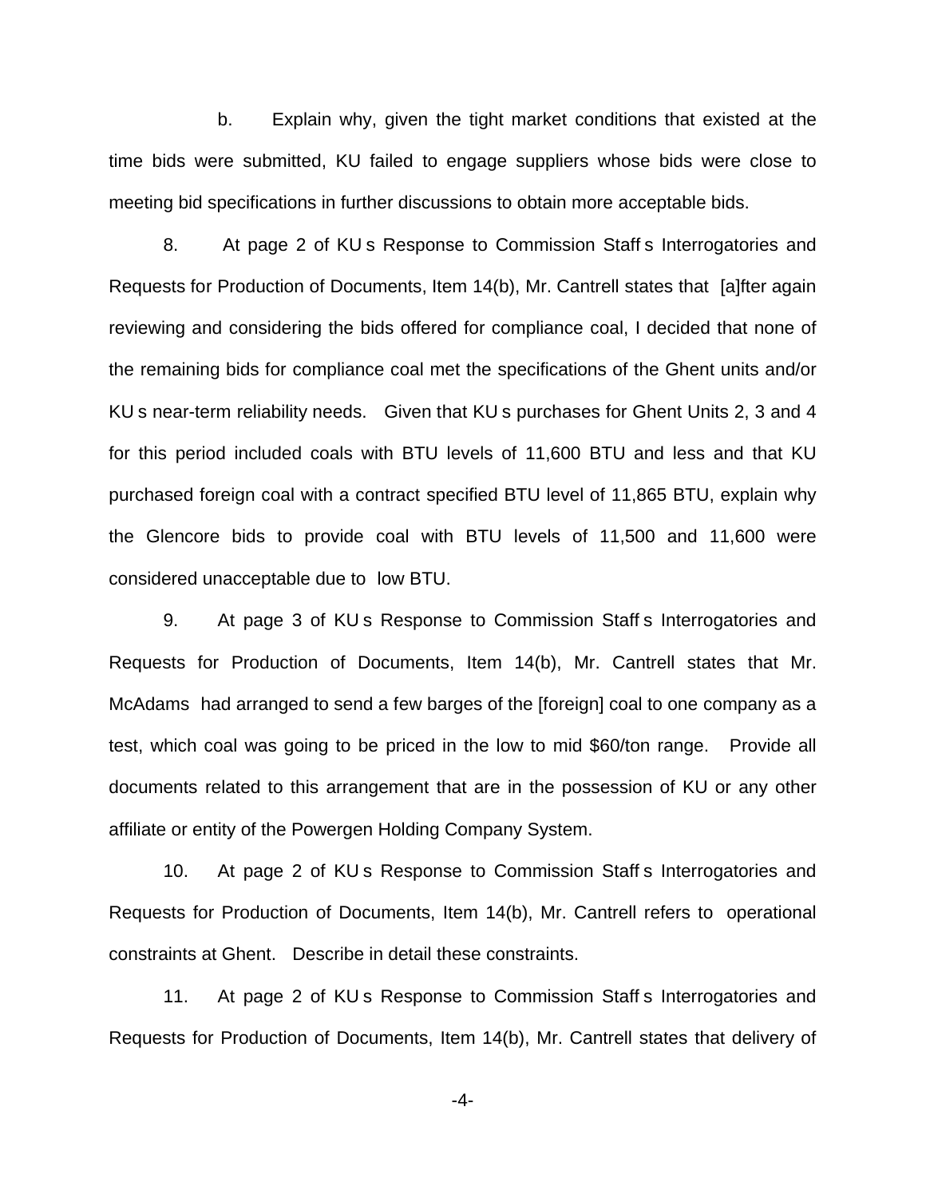b. Explain why, given the tight market conditions that existed at the time bids were submitted, KU failed to engage suppliers whose bids were close to meeting bid specifications in further discussions to obtain more acceptable bids.

8. At page 2 of KU s Response to Commission Staff s Interrogatories and Requests for Production of Documents, Item 14(b), Mr. Cantrell states that [a]fter again reviewing and considering the bids offered for compliance coal, I decided that none of the remaining bids for compliance coal met the specifications of the Ghent units and/or KU s near-term reliability needs. Given that KU s purchases for Ghent Units 2, 3 and 4 for this period included coals with BTU levels of 11,600 BTU and less and that KU purchased foreign coal with a contract specified BTU level of 11,865 BTU, explain why the Glencore bids to provide coal with BTU levels of 11,500 and 11,600 were considered unacceptable due to low BTU.

9. At page 3 of KU s Response to Commission Staff s Interrogatories and Requests for Production of Documents, Item 14(b), Mr. Cantrell states that Mr. McAdams had arranged to send a few barges of the [foreign] coal to one company as a test, which coal was going to be priced in the low to mid $60/ton range. Provide all documents related to this arrangement that are in the possession of KU or any other affiliate or entity of the Powergen Holding Company System.

10. At page 2 of KU s Response to Commission Staff s Interrogatories and Requests for Production of Documents, Item 14(b), Mr. Cantrell refers to operational constraints at Ghent. Describe in detail these constraints.

11. At page 2 of KU s Response to Commission Staff s Interrogatories and Requests for Production of Documents, Item 14(b), Mr. Cantrell states that delivery of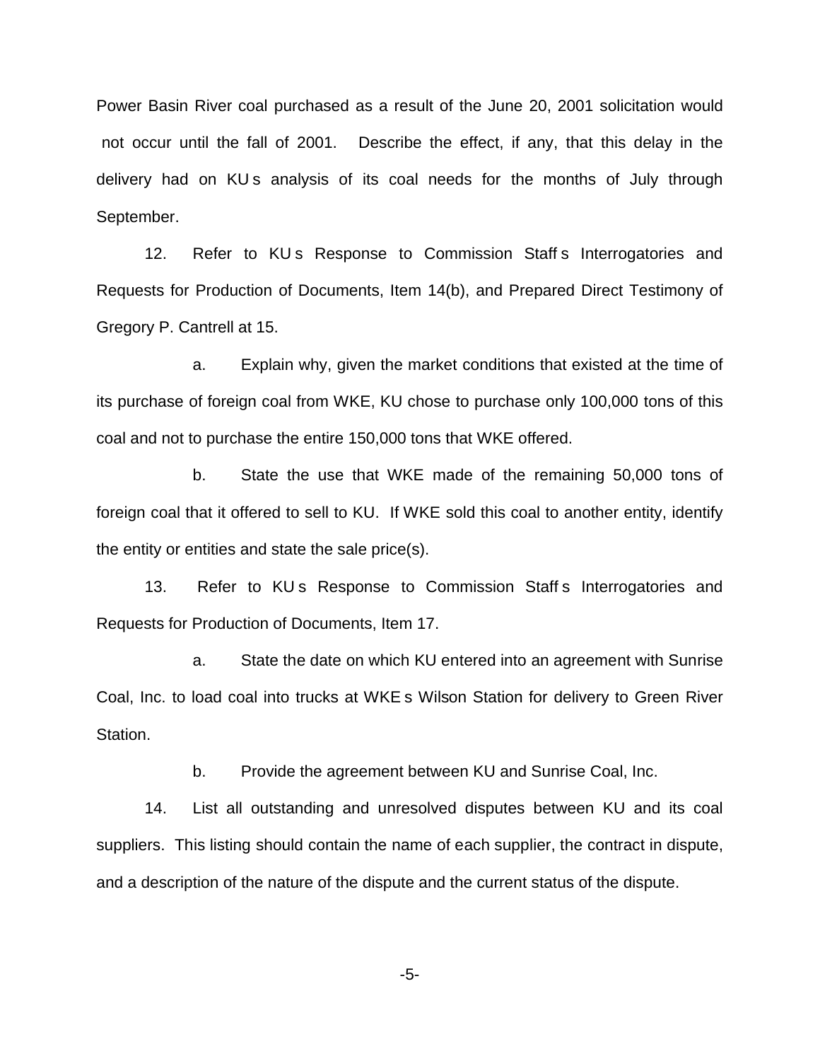Power Basin River coal purchased as a result of the June 20, 2001 solicitation would not occur until the fall of 2001. Describe the effect, if any, that this delay in the delivery had on KU s analysis of its coal needs for the months of July through September.

12. Refer to KU s Response to Commission Staff s Interrogatories and Requests for Production of Documents, Item 14(b), and Prepared Direct Testimony of Gregory P. Cantrell at 15.

a. Explain why, given the market conditions that existed at the time of its purchase of foreign coal from WKE, KU chose to purchase only 100,000 tons of this coal and not to purchase the entire 150,000 tons that WKE offered.

b. State the use that WKE made of the remaining 50,000 tons of foreign coal that it offered to sell to KU. If WKE sold this coal to another entity, identify the entity or entities and state the sale price(s).

13. Refer to KU s Response to Commission Staff s Interrogatories and Requests for Production of Documents, Item 17.

a. State the date on which KU entered into an agreement with Sunrise Coal, Inc. to load coal into trucks at WKE s Wilson Station for delivery to Green River Station.

b. Provide the agreement between KU and Sunrise Coal, Inc.

14. List all outstanding and unresolved disputes between KU and its coal suppliers. This listing should contain the name of each supplier, the contract in dispute, and a description of the nature of the dispute and the current status of the dispute.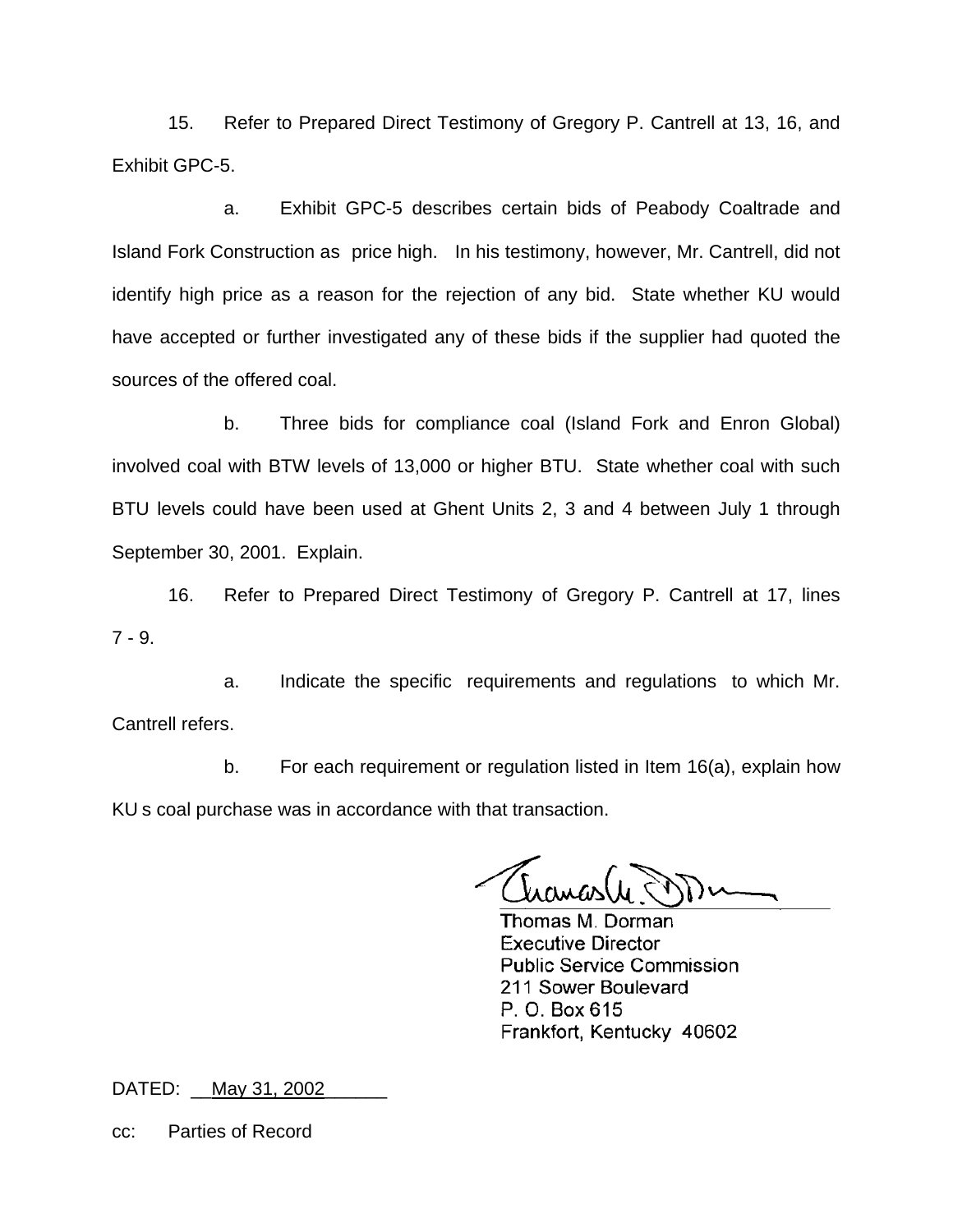15. Refer to Prepared Direct Testimony of Gregory P. Cantrell at 13, 16, and Exhibit GPC-5.

a. Exhibit GPC-5 describes certain bids of Peabody Coaltrade and Island Fork Construction as price high. In his testimony, however, Mr. Cantrell, did not identify high price as a reason for the rejection of any bid. State whether KU would have accepted or further investigated any of these bids if the supplier had quoted the sources of the offered coal.

b. Three bids for compliance coal (Island Fork and Enron Global) involved coal with BTW levels of 13,000 or higher BTU. State whether coal with such BTU levels could have been used at Ghent Units 2, 3 and 4 between July 1 through September 30, 2001. Explain.

16. Refer to Prepared Direct Testimony of Gregory P. Cantrell at 17, lines 7 - 9.

a. Indicate the specific requirements and regulations to which Mr. Cantrell refers.

b. For each requirement or regulation listed in Item 16(a), explain how KU s coal purchase was in accordance with that transaction.

Thomas M. Dorman
Executive Director
Public Service Commission
211 Sower Boulevard
P. O. Box 615
Frankfort, Kentucky 40602

DATED: May 31, 2002

cc: Parties of Record